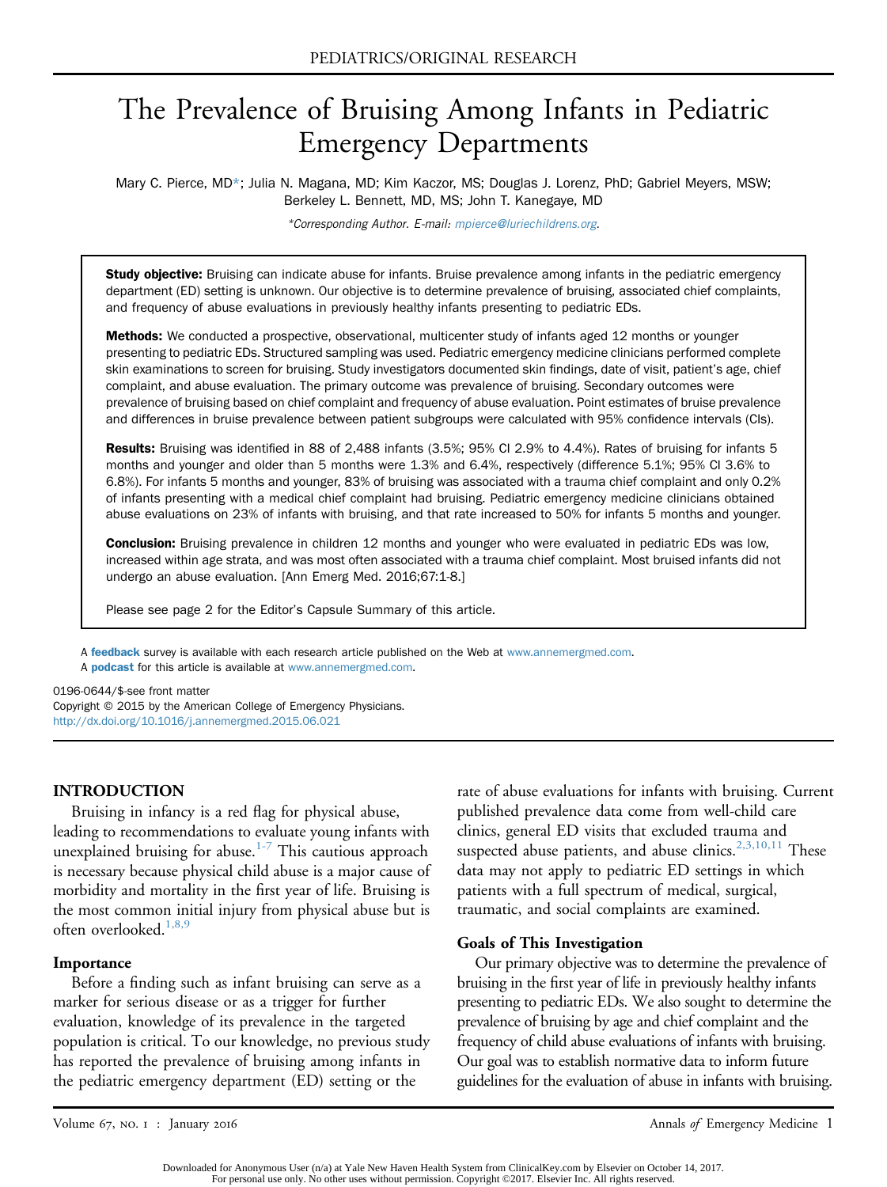PEDIATRICS/ORIGINAL RESEARCH

# The Prevalence of Bruising Among Infants in Pediatric Emergency Departments

Mary C. Pierce, MD*; Julia N. Magana, MD; Kim Kaczor, MS; Douglas J. Lorenz, PhD; Gabriel Meyers, MSW; Berkeley L. Bennett, MD, MS; John T. Kanegaye, MD

*Corresponding Author. E-mail: mpierce@luriechildrens.org.

**Study objective:** Bruising can indicate abuse for infants. Bruise prevalence among infants in the pediatric emergency department (ED) setting is unknown. Our objective is to determine prevalence of bruising, associated chief complaints, and frequency of abuse evaluations in previously healthy infants presenting to pediatric EDs.

**Methods:** We conducted a prospective, observational, multicenter study of infants aged 12 months or younger presenting to pediatric EDs. Structured sampling was used. Pediatric emergency medicine clinicians performed complete skin examinations to screen for bruising. Study investigators documented skin findings, date of visit, patient's age, chief complaint, and abuse evaluation. The primary outcome was prevalence of bruising. Secondary outcomes were prevalence of bruising based on chief complaint and frequency of abuse evaluation. Point estimates of bruise prevalence and differences in bruise prevalence between patient subgroups were calculated with 95% confidence intervals (CIs).

**Results:** Bruising was identified in 88 of 2,488 infants (3.5%; 95% CI 2.9% to 4.4%). Rates of bruising for infants 5 months and younger and older than 5 months were 1.3% and 6.4%, respectively (difference 5.1%; 95% CI 3.6% to 6.8%). For infants 5 months and younger, 83% of bruising was associated with a trauma chief complaint and only 0.2% of infants presenting with a medical chief complaint had bruising. Pediatric emergency medicine clinicians obtained abuse evaluations on 23% of infants with bruising, and that rate increased to 50% for infants 5 months and younger.

**Conclusion:** Bruising prevalence in children 12 months and younger who were evaluated in pediatric EDs was low, increased within age strata, and was most often associated with a trauma chief complaint. Most bruised infants did not undergo an abuse evaluation. [Ann Emerg Med. 2016;67:1-8.]

Please see page 2 for the Editor's Capsule Summary of this article.

A **feedback** survey is available with each research article published on the Web at www.annemergmed.com.
A **podcast** for this article is available at www.annemergmed.com.

0196-0644/$-see front matter
Copyright © 2015 by the American College of Emergency Physicians.
http://dx.doi.org/10.1016/j.annemergmed.2015.06.021

## INTRODUCTION

Bruising in infancy is a red flag for physical abuse, leading to recommendations to evaluate young infants with unexplained bruising for abuse.[1-7] This cautious approach is necessary because physical child abuse is a major cause of morbidity and mortality in the first year of life. Bruising is the most common initial injury from physical abuse but is often overlooked.[1,8,9]

### Importance

Before a finding such as infant bruising can serve as a marker for serious disease or as a trigger for further evaluation, knowledge of its prevalence in the targeted population is critical. To our knowledge, no previous study has reported the prevalence of bruising among infants in the pediatric emergency department (ED) setting or the rate of abuse evaluations for infants with bruising. Current published prevalence data come from well-child care clinics, general ED visits that excluded trauma and suspected abuse patients, and abuse clinics.[2,3,10,11] These data may not apply to pediatric ED settings in which patients with a full spectrum of medical, surgical, traumatic, and social complaints are examined.

### Goals of This Investigation

Our primary objective was to determine the prevalence of bruising in the first year of life in previously healthy infants presenting to pediatric EDs. We also sought to determine the prevalence of bruising by age and chief complaint and the frequency of child abuse evaluations of infants with bruising. Our goal was to establish normative data to inform future guidelines for the evaluation of abuse in infants with bruising.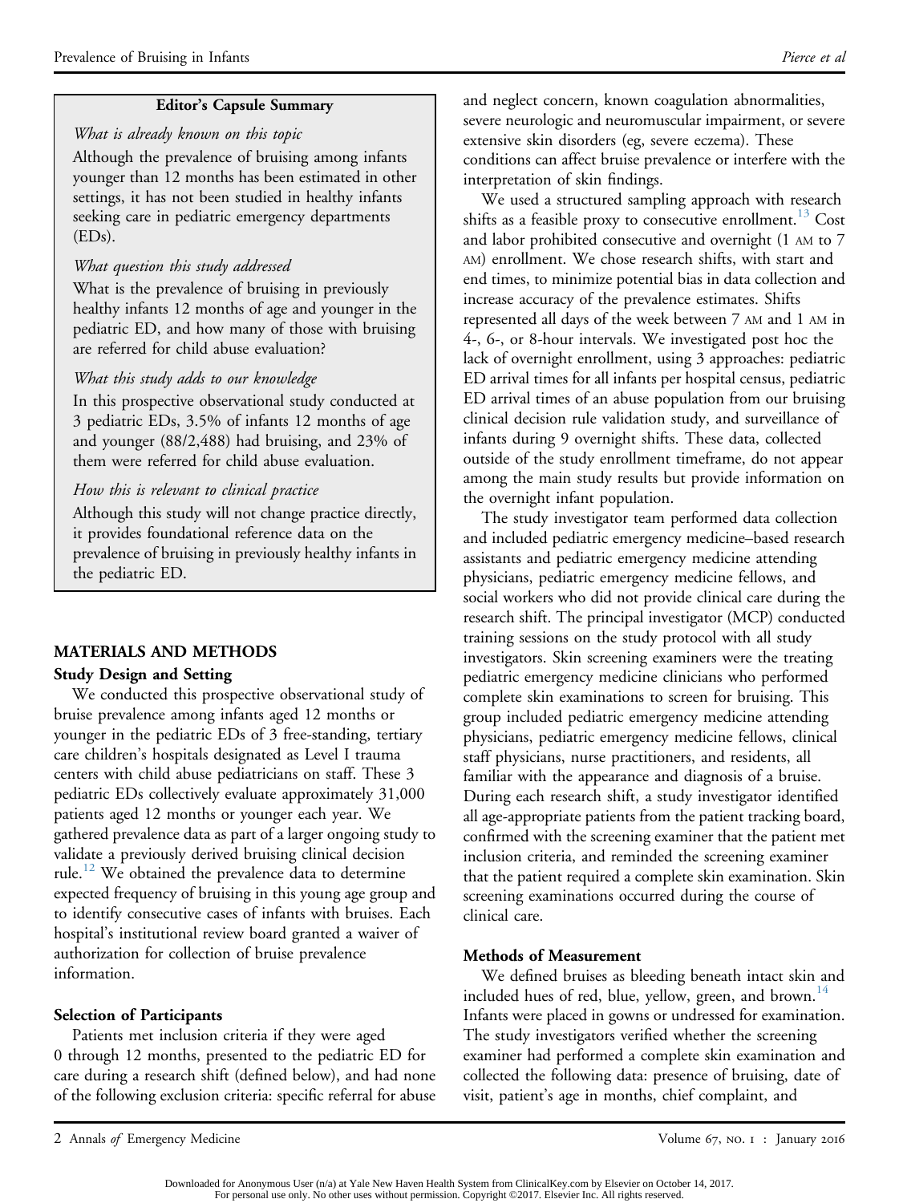**Editor's Capsule Summary**

*What is already known on this topic*

Although the prevalence of bruising among infants younger than 12 months has been estimated in other settings, it has not been studied in healthy infants seeking care in pediatric emergency departments (EDs).

*What question this study addressed*

What is the prevalence of bruising in previously healthy infants 12 months of age and younger in the pediatric ED, and how many of those with bruising are referred for child abuse evaluation?

*What this study adds to our knowledge*

In this prospective observational study conducted at 3 pediatric EDs, 3.5% of infants 12 months of age and younger (88/2,488) had bruising, and 23% of them were referred for child abuse evaluation.

*How this is relevant to clinical practice*

Although this study will not change practice directly, it provides foundational reference data on the prevalence of bruising in previously healthy infants in the pediatric ED.

## MATERIALS AND METHODS

### Study Design and Setting

We conducted this prospective observational study of bruise prevalence among infants aged 12 months or younger in the pediatric EDs of 3 free-standing, tertiary care children's hospitals designated as Level I trauma centers with child abuse pediatricians on staff. These 3 pediatric EDs collectively evaluate approximately 31,000 patients aged 12 months or younger each year. We gathered prevalence data as part of a larger ongoing study to validate a previously derived bruising clinical decision rule.[12] We obtained the prevalence data to determine expected frequency of bruising in this young age group and to identify consecutive cases of infants with bruises. Each hospital's institutional review board granted a waiver of authorization for collection of bruise prevalence information.

### Selection of Participants

Patients met inclusion criteria if they were aged 0 through 12 months, presented to the pediatric ED for care during a research shift (defined below), and had none of the following exclusion criteria: specific referral for abuse and neglect concern, known coagulation abnormalities, severe neurologic and neuromuscular impairment, or severe extensive skin disorders (eg, severe eczema). These conditions can affect bruise prevalence or interfere with the interpretation of skin findings.

We used a structured sampling approach with research shifts as a feasible proxy to consecutive enrollment.[13] Cost and labor prohibited consecutive and overnight (1 AM to 7 AM) enrollment. We chose research shifts, with start and end times, to minimize potential bias in data collection and increase accuracy of the prevalence estimates. Shifts represented all days of the week between 7 AM and 1 AM in 4-, 6-, or 8-hour intervals. We investigated post hoc the lack of overnight enrollment, using 3 approaches: pediatric ED arrival times for all infants per hospital census, pediatric ED arrival times of an abuse population from our bruising clinical decision rule validation study, and surveillance of infants during 9 overnight shifts. These data, collected outside of the study enrollment timeframe, do not appear among the main study results but provide information on the overnight infant population.

The study investigator team performed data collection and included pediatric emergency medicine–based research assistants and pediatric emergency medicine attending physicians, pediatric emergency medicine fellows, and social workers who did not provide clinical care during the research shift. The principal investigator (MCP) conducted training sessions on the study protocol with all study investigators. Skin screening examiners were the treating pediatric emergency medicine clinicians who performed complete skin examinations to screen for bruising. This group included pediatric emergency medicine attending physicians, pediatric emergency medicine fellows, clinical staff physicians, nurse practitioners, and residents, all familiar with the appearance and diagnosis of a bruise. During each research shift, a study investigator identified all age-appropriate patients from the patient tracking board, confirmed with the screening examiner that the patient met inclusion criteria, and reminded the screening examiner that the patient required a complete skin examination. Skin screening examinations occurred during the course of clinical care.

### Methods of Measurement

We defined bruises as bleeding beneath intact skin and included hues of red, blue, yellow, green, and brown.[14] Infants were placed in gowns or undressed for examination. The study investigators verified whether the screening examiner had performed a complete skin examination and collected the following data: presence of bruising, date of visit, patient's age in months, chief complaint, and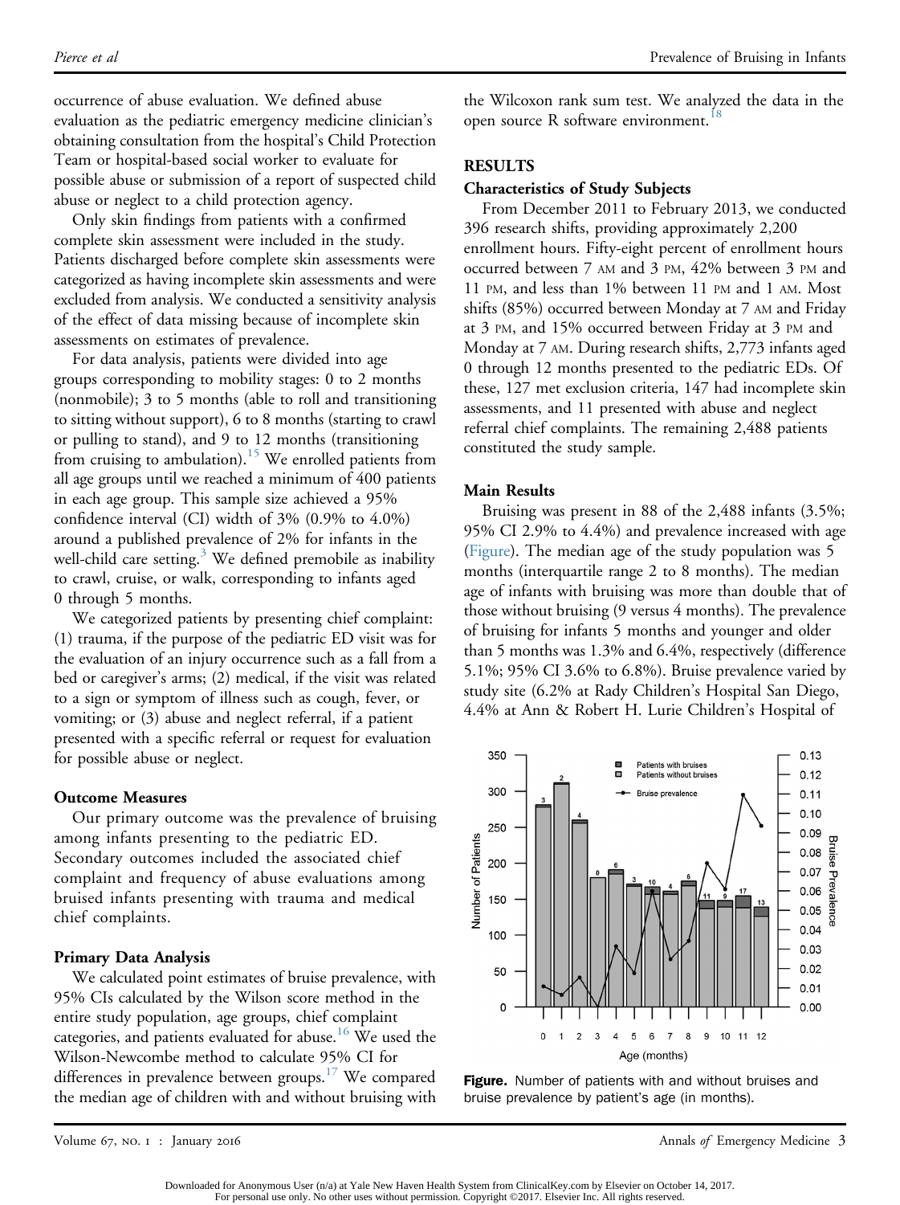occurrence of abuse evaluation. We defined abuse evaluation as the pediatric emergency medicine clinician's obtaining consultation from the hospital's Child Protection Team or hospital-based social worker to evaluate for possible abuse or submission of a report of suspected child abuse or neglect to a child protection agency.

Only skin findings from patients with a confirmed complete skin assessment were included in the study. Patients discharged before complete skin assessments were categorized as having incomplete skin assessments and were excluded from analysis. We conducted a sensitivity analysis of the effect of data missing because of incomplete skin assessments on estimates of prevalence.

For data analysis, patients were divided into age groups corresponding to mobility stages: 0 to 2 months (nonmobile); 3 to 5 months (able to roll and transitioning to sitting without support), 6 to 8 months (starting to crawl or pulling to stand), and 9 to 12 months (transitioning from cruising to ambulation).[15] We enrolled patients from all age groups until we reached a minimum of 400 patients in each age group. This sample size achieved a 95% confidence interval (CI) width of 3% (0.9% to 4.0%) around a published prevalence of 2% for infants in the well-child care setting.[3] We defined premobile as inability to crawl, cruise, or walk, corresponding to infants aged 0 through 5 months.

We categorized patients by presenting chief complaint: (1) trauma, if the purpose of the pediatric ED visit was for the evaluation of an injury occurrence such as a fall from a bed or caregiver's arms; (2) medical, if the visit was related to a sign or symptom of illness such as cough, fever, or vomiting; or (3) abuse and neglect referral, if a patient presented with a specific referral or request for evaluation for possible abuse or neglect.

### Outcome Measures

Our primary outcome was the prevalence of bruising among infants presenting to the pediatric ED. Secondary outcomes included the associated chief complaint and frequency of abuse evaluations among bruised infants presenting with trauma and medical chief complaints.

### Primary Data Analysis

We calculated point estimates of bruise prevalence, with 95% CIs calculated by the Wilson score method in the entire study population, age groups, chief complaint categories, and patients evaluated for abuse.[16] We used the Wilson-Newcombe method to calculate 95% CI for differences in prevalence between groups.[17] We compared the median age of children with and without bruising with the Wilcoxon rank sum test. We analyzed the data in the open source R software environment.[18]

## RESULTS

### Characteristics of Study Subjects

From December 2011 to February 2013, we conducted 396 research shifts, providing approximately 2,200 enrollment hours. Fifty-eight percent of enrollment hours occurred between 7 AM and 3 PM, 42% between 3 PM and 11 PM, and less than 1% between 11 PM and 1 AM. Most shifts (85%) occurred between Monday at 7 AM and Friday at 3 PM, and 15% occurred between Friday at 3 PM and Monday at 7 AM. During research shifts, 2,773 infants aged 0 through 12 months presented to the pediatric EDs. Of these, 127 met exclusion criteria, 147 had incomplete skin assessments, and 11 presented with abuse and neglect referral chief complaints. The remaining 2,488 patients constituted the study sample.

### Main Results

Bruising was present in 88 of the 2,488 infants (3.5%; 95% CI 2.9% to 4.4%) and prevalence increased with age (Figure). The median age of the study population was 5 months (interquartile range 2 to 8 months). The median age of infants with bruising was more than double that of those without bruising (9 versus 4 months). The prevalence of bruising for infants 5 months and younger and older than 5 months was 1.3% and 6.4%, respectively (difference 5.1%; 95% CI 3.6% to 6.8%). Bruise prevalence varied by study site (6.2% at Rady Children's Hospital San Diego, 4.4% at Ann & Robert H. Lurie Children's Hospital of

**Figure.** Number of patients with and without bruises and bruise prevalence by patient's age (in months).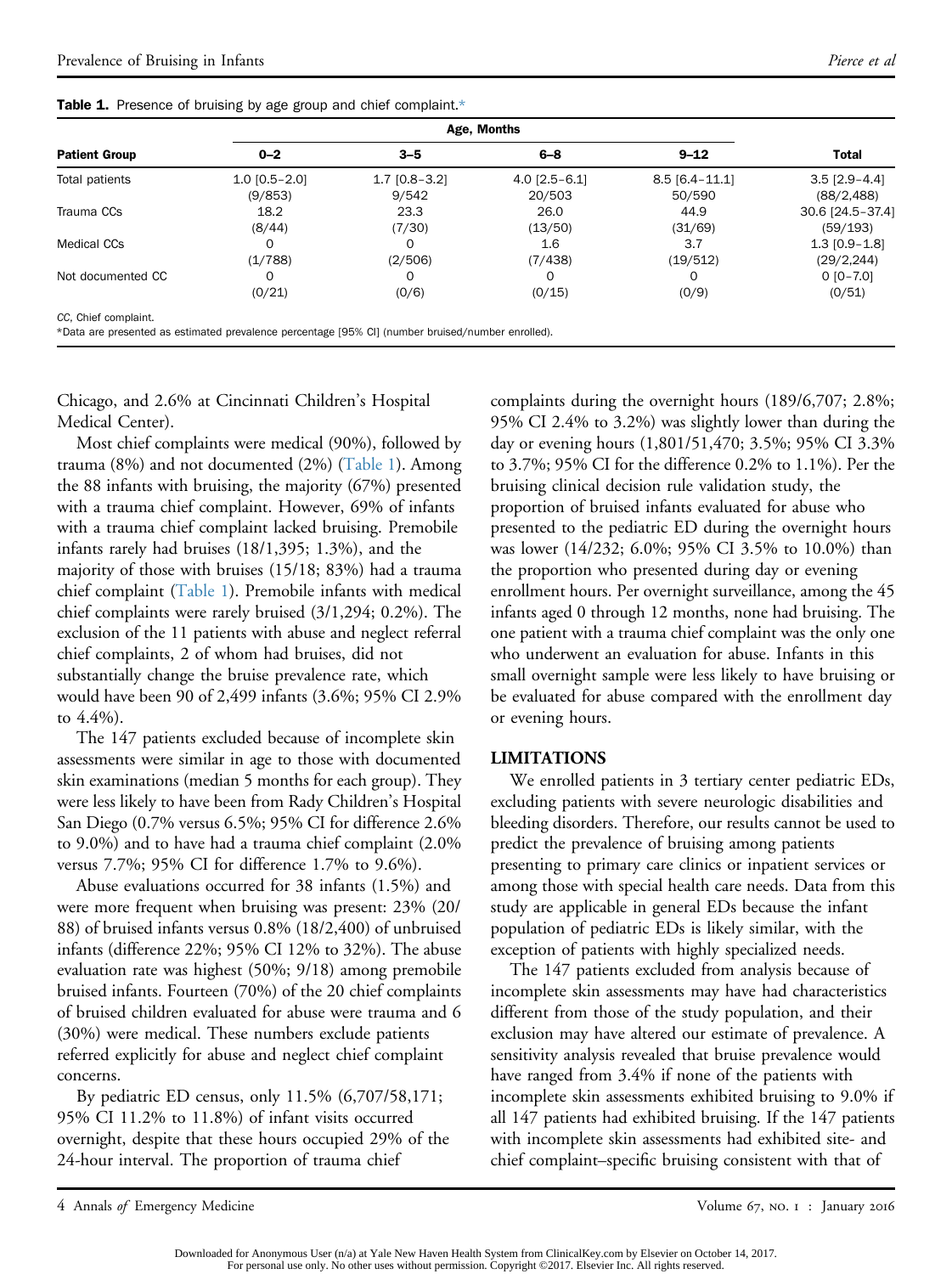**Table 1.** Presence of bruising by age group and chief complaint.*

| Patient Group | Age, Months | | | | Total |
|---|---|---|---|---|---|
| | 0–2 | 3–5 | 6–8 | 9–12 | |
| Total patients | 1.0 [0.5–2.0] (9/853) | 1.7 [0.8–3.2] 9/542 | 4.0 [2.5–6.1] 20/503 | 8.5 [6.4–11.1] 50/590 | 3.5 [2.9–4.4] (88/2,488) |
| Trauma CCs | 18.2 (8/44) | 23.3 (7/30) | 26.0 (13/50) | 44.9 (31/69) | 30.6 [24.5–37.4] (59/193) |
| Medical CCs | 0 (1/788) | 0 (2/506) | 1.6 (7/438) | 3.7 (19/512) | 1.3 [0.9–1.8] (29/2,244) |
| Not documented CC | 0 (0/21) | 0 (0/6) | 0 (0/15) | 0 (0/9) | 0 [0–7.0] (0/51) |

*CC*, Chief complaint.
*Data are presented as estimated prevalence percentage [95% CI] (number bruised/number enrolled).

Chicago, and 2.6% at Cincinnati Children's Hospital Medical Center).

Most chief complaints were medical (90%), followed by trauma (8%) and not documented (2%) (Table 1). Among the 88 infants with bruising, the majority (67%) presented with a trauma chief complaint. However, 69% of infants with a trauma chief complaint lacked bruising. Premobile infants rarely had bruises (18/1,395; 1.3%), and the majority of those with bruises (15/18; 83%) had a trauma chief complaint (Table 1). Premobile infants with medical chief complaints were rarely bruised (3/1,294; 0.2%). The exclusion of the 11 patients with abuse and neglect referral chief complaints, 2 of whom had bruises, did not substantially change the bruise prevalence rate, which would have been 90 of 2,499 infants (3.6%; 95% CI 2.9% to 4.4%).

The 147 patients excluded because of incomplete skin assessments were similar in age to those with documented skin examinations (median 5 months for each group). They were less likely to have been from Rady Children's Hospital San Diego (0.7% versus 6.5%; 95% CI for difference 2.6% to 9.0%) and to have had a trauma chief complaint (2.0% versus 7.7%; 95% CI for difference 1.7% to 9.6%).

Abuse evaluations occurred for 38 infants (1.5%) and were more frequent when bruising was present: 23% (20/88) of bruised infants versus 0.8% (18/2,400) of unbruised infants (difference 22%; 95% CI 12% to 32%). The abuse evaluation rate was highest (50%; 9/18) among premobile bruised infants. Fourteen (70%) of the 20 chief complaints of bruised children evaluated for abuse were trauma and 6 (30%) were medical. These numbers exclude patients referred explicitly for abuse and neglect chief complaint concerns.

By pediatric ED census, only 11.5% (6,707/58,171; 95% CI 11.2% to 11.8%) of infant visits occurred overnight, despite that these hours occupied 29% of the 24-hour interval. The proportion of trauma chief complaints during the overnight hours (189/6,707; 2.8%; 95% CI 2.4% to 3.2%) was slightly lower than during the day or evening hours (1,801/51,470; 3.5%; 95% CI 3.3% to 3.7%; 95% CI for the difference 0.2% to 1.1%). Per the bruising clinical decision rule validation study, the proportion of bruised infants evaluated for abuse who presented to the pediatric ED during the overnight hours was lower (14/232; 6.0%; 95% CI 3.5% to 10.0%) than the proportion who presented during day or evening enrollment hours. Per overnight surveillance, among the 45 infants aged 0 through 12 months, none had bruising. The one patient with a trauma chief complaint was the only one who underwent an evaluation for abuse. Infants in this small overnight sample were less likely to have bruising or be evaluated for abuse compared with the enrollment day or evening hours.

## LIMITATIONS

We enrolled patients in 3 tertiary center pediatric EDs, excluding patients with severe neurologic disabilities and bleeding disorders. Therefore, our results cannot be used to predict the prevalence of bruising among patients presenting to primary care clinics or inpatient services or among those with special health care needs. Data from this study are applicable in general EDs because the infant population of pediatric EDs is likely similar, with the exception of patients with highly specialized needs.

The 147 patients excluded from analysis because of incomplete skin assessments may have had characteristics different from those of the study population, and their exclusion may have altered our estimate of prevalence. A sensitivity analysis revealed that bruise prevalence would have ranged from 3.4% if none of the patients with incomplete skin assessments exhibited bruising to 9.0% if all 147 patients had exhibited bruising. If the 147 patients with incomplete skin assessments had exhibited site- and chief complaint–specific bruising consistent with that of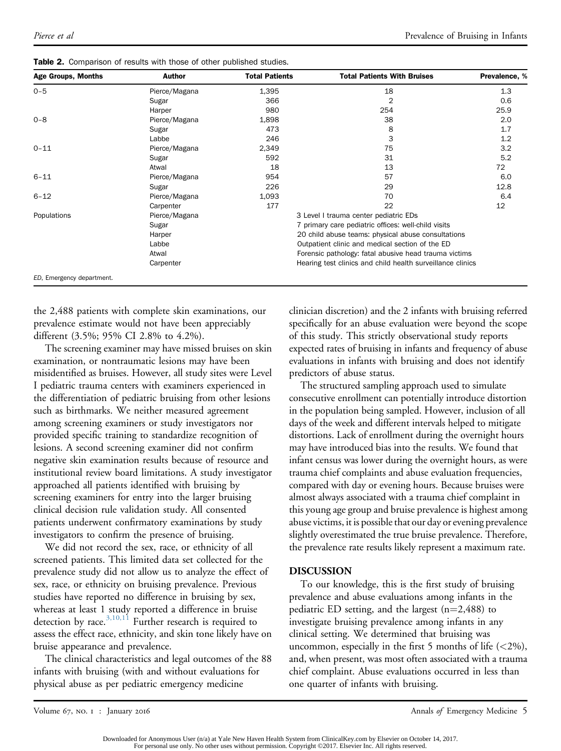**Table 2.** Comparison of results with those of other published studies.

| Age Groups, Months | Author | Total Patients | Total Patients With Bruises | Prevalence, % |
|---|---|---|---|---|
| 0–5 | Pierce/Magana | 1,395 | 18 | 1.3 |
| | Sugar | 366 | 2 | 0.6 |
| | Harper | 980 | 254 | 25.9 |
| 0–8 | Pierce/Magana | 1,898 | 38 | 2.0 |
| | Sugar | 473 | 8 | 1.7 |
| | Labbe | 246 | 3 | 1.2 |
| 0–11 | Pierce/Magana | 2,349 | 75 | 3.2 |
| | Sugar | 592 | 31 | 5.2 |
| | Atwal | 18 | 13 | 72 |
| 6–11 | Pierce/Magana | 954 | 57 | 6.0 |
| | Sugar | 226 | 29 | 12.8 |
| 6–12 | Pierce/Magana | 1,093 | 70 | 6.4 |
| | Carpenter | 177 | 22 | 12 |
| Populations | Pierce/Magana | 3 Level I trauma center pediatric EDs | | |
| | Sugar | 7 primary care pediatric offices: well-child visits | | |
| | Harper | 20 child abuse teams: physical abuse consultations | | |
| | Labbe | Outpatient clinic and medical section of the ED | | |
| | Atwal | Forensic pathology: fatal abusive head trauma victims | | |
| | Carpenter | Hearing test clinics and child health surveillance clinics | | |

*ED*, Emergency department.

the 2,488 patients with complete skin examinations, our prevalence estimate would not have been appreciably different (3.5%; 95% CI 2.8% to 4.2%).

The screening examiner may have missed bruises on skin examination, or nontraumatic lesions may have been misidentified as bruises. However, all study sites were Level I pediatric trauma centers with examiners experienced in the differentiation of pediatric bruising from other lesions such as birthmarks. We neither measured agreement among screening examiners or study investigators nor provided specific training to standardize recognition of lesions. A second screening examiner did not confirm negative skin examination results because of resource and institutional review board limitations. A study investigator approached all patients identified with bruising by screening examiners for entry into the larger bruising clinical decision rule validation study. All consented patients underwent confirmatory examinations by study investigators to confirm the presence of bruising.

We did not record the sex, race, or ethnicity of all screened patients. This limited data set collected for the prevalence study did not allow us to analyze the effect of sex, race, or ethnicity on bruising prevalence. Previous studies have reported no difference in bruising by sex, whereas at least 1 study reported a difference in bruise detection by race.[3,10,11] Further research is required to assess the effect race, ethnicity, and skin tone likely have on bruise appearance and prevalence.

The clinical characteristics and legal outcomes of the 88 infants with bruising (with and without evaluations for physical abuse as per pediatric emergency medicine clinician discretion) and the 2 infants with bruising referred specifically for an abuse evaluation were beyond the scope of this study. This strictly observational study reports expected rates of bruising in infants and frequency of abuse evaluations in infants with bruising and does not identify predictors of abuse status.

The structured sampling approach used to simulate consecutive enrollment can potentially introduce distortion in the population being sampled. However, inclusion of all days of the week and different intervals helped to mitigate distortions. Lack of enrollment during the overnight hours may have introduced bias into the results. We found that infant census was lower during the overnight hours, as were trauma chief complaints and abuse evaluation frequencies, compared with day or evening hours. Because bruises were almost always associated with a trauma chief complaint in this young age group and bruise prevalence is highest among abuse victims, it is possible that our day or evening prevalence slightly overestimated the true bruise prevalence. Therefore, the prevalence rate results likely represent a maximum rate.

## DISCUSSION

To our knowledge, this is the first study of bruising prevalence and abuse evaluations among infants in the pediatric ED setting, and the largest (n=2,488) to investigate bruising prevalence among infants in any clinical setting. We determined that bruising was uncommon, especially in the first 5 months of life (<2%), and, when present, was most often associated with a trauma chief complaint. Abuse evaluations occurred in less than one quarter of infants with bruising.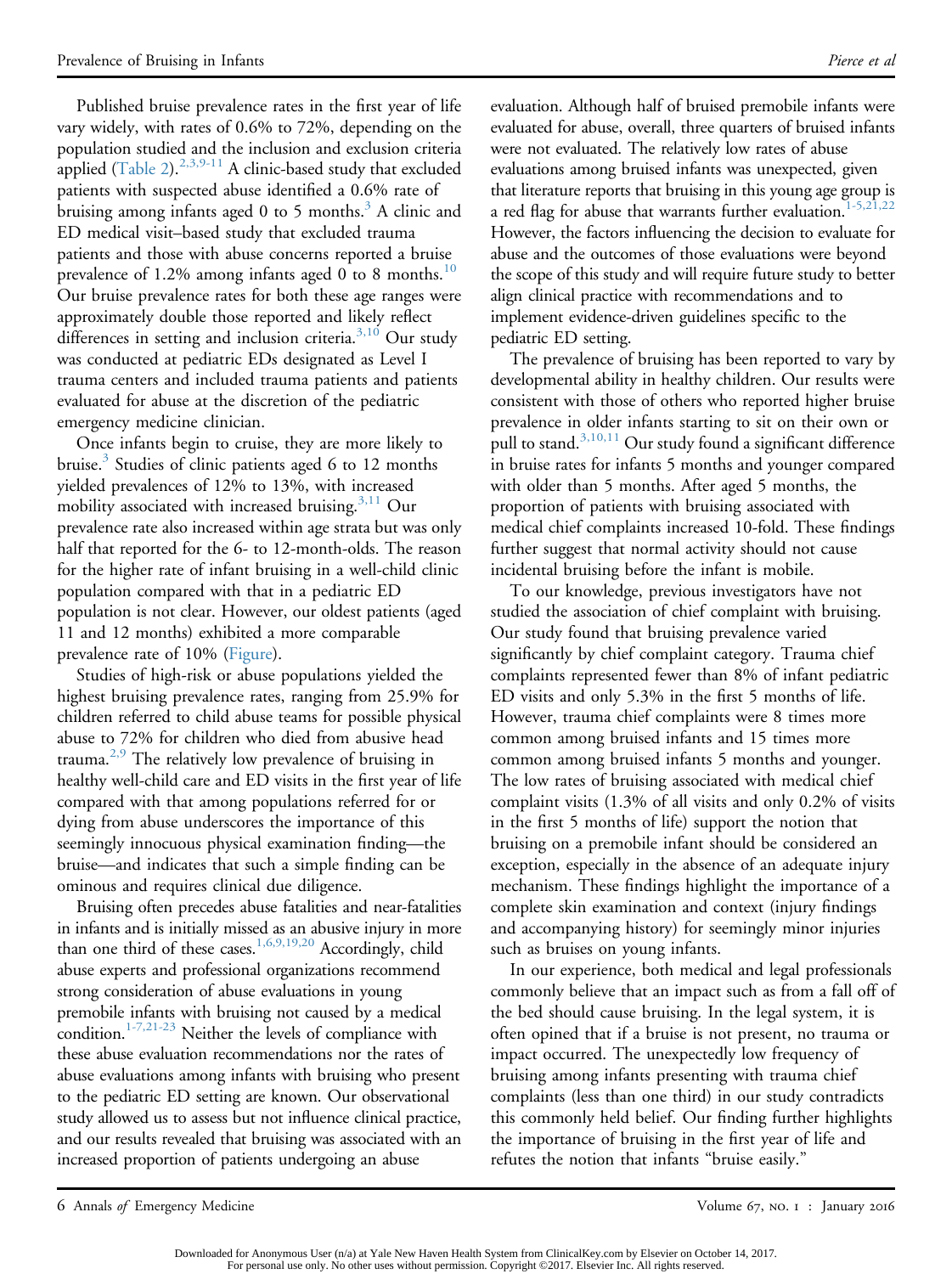Published bruise prevalence rates in the first year of life vary widely, with rates of 0.6% to 72%, depending on the population studied and the inclusion and exclusion criteria applied (Table 2).[2,3,9-11] A clinic-based study that excluded patients with suspected abuse identified a 0.6% rate of bruising among infants aged 0 to 5 months.[3] A clinic and ED medical visit–based study that excluded trauma patients and those with abuse concerns reported a bruise prevalence of 1.2% among infants aged 0 to 8 months.[10] Our bruise prevalence rates for both these age ranges were approximately double those reported and likely reflect differences in setting and inclusion criteria.[3,10] Our study was conducted at pediatric EDs designated as Level I trauma centers and included trauma patients and patients evaluated for abuse at the discretion of the pediatric emergency medicine clinician.

Once infants begin to cruise, they are more likely to bruise.[3] Studies of clinic patients aged 6 to 12 months yielded prevalences of 12% to 13%, with increased mobility associated with increased bruising.[3,11] Our prevalence rate also increased within age strata but was only half that reported for the 6- to 12-month-olds. The reason for the higher rate of infant bruising in a well-child clinic population compared with that in a pediatric ED population is not clear. However, our oldest patients (aged 11 and 12 months) exhibited a more comparable prevalence rate of 10% (Figure).

Studies of high-risk or abuse populations yielded the highest bruising prevalence rates, ranging from 25.9% for children referred to child abuse teams for possible physical abuse to 72% for children who died from abusive head trauma.[2,9] The relatively low prevalence of bruising in healthy well-child care and ED visits in the first year of life compared with that among populations referred for or dying from abuse underscores the importance of this seemingly innocuous physical examination finding—the bruise—and indicates that such a simple finding can be ominous and requires clinical due diligence.

Bruising often precedes abuse fatalities and near-fatalities in infants and is initially missed as an abusive injury in more than one third of these cases.[1,6,9,19,20] Accordingly, child abuse experts and professional organizations recommend strong consideration of abuse evaluations in young premobile infants with bruising not caused by a medical condition.[1-7,21-23] Neither the levels of compliance with these abuse evaluation recommendations nor the rates of abuse evaluations among infants with bruising who present to the pediatric ED setting are known. Our observational study allowed us to assess but not influence clinical practice, and our results revealed that bruising was associated with an increased proportion of patients undergoing an abuse evaluation. Although half of bruised premobile infants were evaluated for abuse, overall, three quarters of bruised infants were not evaluated. The relatively low rates of abuse evaluations among bruised infants was unexpected, given that literature reports that bruising in this young age group is a red flag for abuse that warrants further evaluation.[1-5,21,22] However, the factors influencing the decision to evaluate for abuse and the outcomes of those evaluations were beyond the scope of this study and will require future study to better align clinical practice with recommendations and to implement evidence-driven guidelines specific to the pediatric ED setting.

The prevalence of bruising has been reported to vary by developmental ability in healthy children. Our results were consistent with those of others who reported higher bruise prevalence in older infants starting to sit on their own or pull to stand.[3,10,11] Our study found a significant difference in bruise rates for infants 5 months and younger compared with older than 5 months. After aged 5 months, the proportion of patients with bruising associated with medical chief complaints increased 10-fold. These findings further suggest that normal activity should not cause incidental bruising before the infant is mobile.

To our knowledge, previous investigators have not studied the association of chief complaint with bruising. Our study found that bruising prevalence varied significantly by chief complaint category. Trauma chief complaints represented fewer than 8% of infant pediatric ED visits and only 5.3% in the first 5 months of life. However, trauma chief complaints were 8 times more common among bruised infants and 15 times more common among bruised infants 5 months and younger. The low rates of bruising associated with medical chief complaint visits (1.3% of all visits and only 0.2% of visits in the first 5 months of life) support the notion that bruising on a premobile infant should be considered an exception, especially in the absence of an adequate injury mechanism. These findings highlight the importance of a complete skin examination and context (injury findings and accompanying history) for seemingly minor injuries such as bruises on young infants.

In our experience, both medical and legal professionals commonly believe that an impact such as from a fall off of the bed should cause bruising. In the legal system, it is often opined that if a bruise is not present, no trauma or impact occurred. The unexpectedly low frequency of bruising among infants presenting with trauma chief complaints (less than one third) in our study contradicts this commonly held belief. Our finding further highlights the importance of bruising in the first year of life and refutes the notion that infants "bruise easily."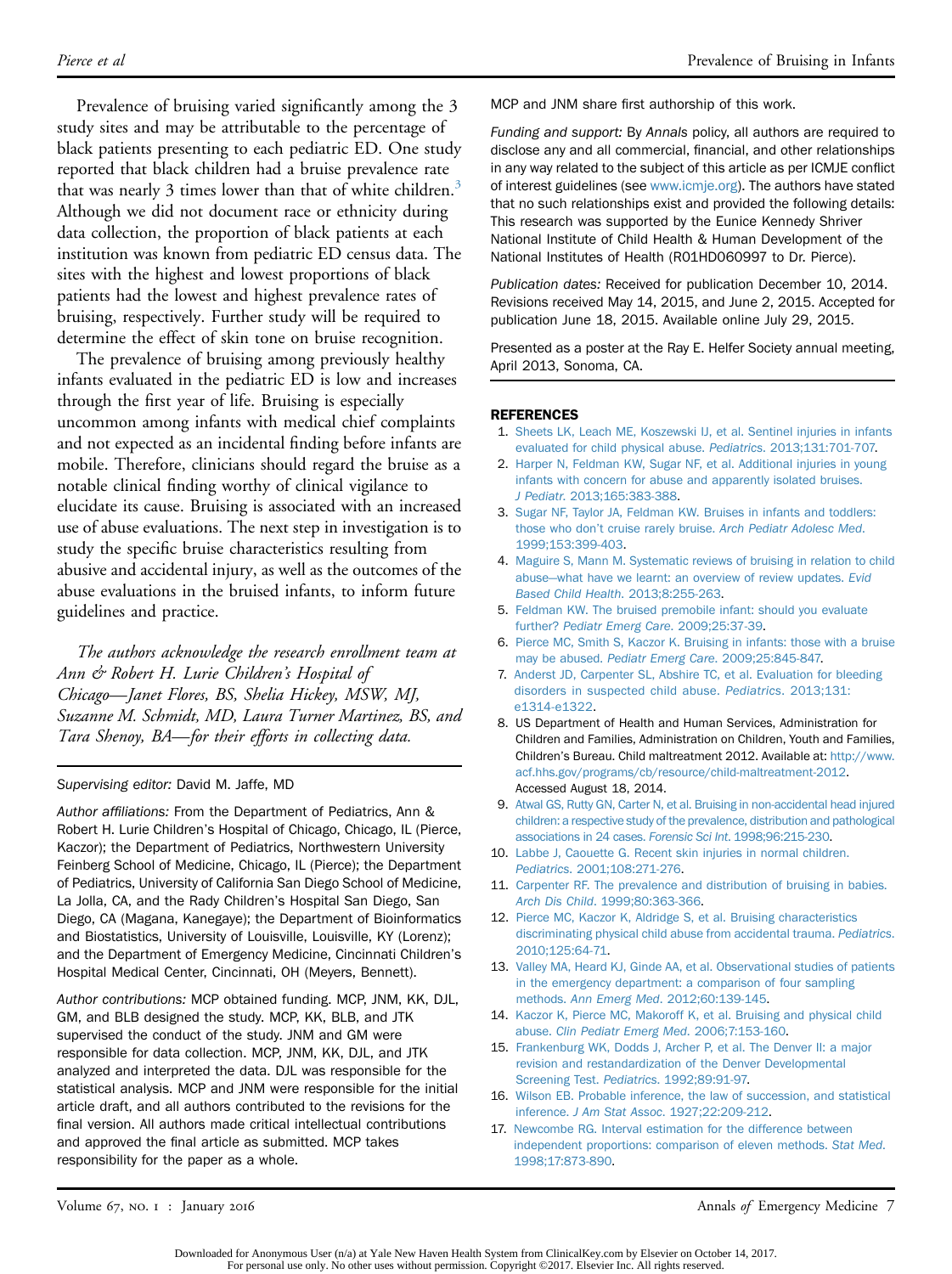Prevalence of bruising varied significantly among the 3 study sites and may be attributable to the percentage of black patients presenting to each pediatric ED. One study reported that black children had a bruise prevalence rate that was nearly 3 times lower than that of white children.[3] Although we did not document race or ethnicity during data collection, the proportion of black patients at each institution was known from pediatric ED census data. The sites with the highest and lowest proportions of black patients had the lowest and highest prevalence rates of bruising, respectively. Further study will be required to determine the effect of skin tone on bruise recognition.

The prevalence of bruising among previously healthy infants evaluated in the pediatric ED is low and increases through the first year of life. Bruising is especially uncommon among infants with medical chief complaints and not expected as an incidental finding before infants are mobile. Therefore, clinicians should regard the bruise as a notable clinical finding worthy of clinical vigilance to elucidate its cause. Bruising is associated with an increased use of abuse evaluations. The next step in investigation is to study the specific bruise characteristics resulting from abusive and accidental injury, as well as the outcomes of the abuse evaluations in the bruised infants, to inform future guidelines and practice.

*The authors acknowledge the research enrollment team at Ann & Robert H. Lurie Children's Hospital of Chicago—Janet Flores, BS, Shelia Hickey, MSW, MJ, Suzanne M. Schmidt, MD, Laura Turner Martinez, BS, and Tara Shenoy, BA—for their efforts in collecting data.*

*Supervising editor:* David M. Jaffe, MD

*Author affiliations:* From the Department of Pediatrics, Ann & Robert H. Lurie Children's Hospital of Chicago, Chicago, IL (Pierce, Kaczor); the Department of Pediatrics, Northwestern University Feinberg School of Medicine, Chicago, IL (Pierce); the Department of Pediatrics, University of California San Diego School of Medicine, La Jolla, CA, and the Rady Children's Hospital San Diego, San Diego, CA (Magana, Kanegaye); the Department of Bioinformatics and Biostatistics, University of Louisville, Louisville, KY (Lorenz); and the Department of Emergency Medicine, Cincinnati Children's Hospital Medical Center, Cincinnati, OH (Meyers, Bennett).

*Author contributions:* MCP obtained funding. MCP, JNM, KK, DJL, GM, and BLB designed the study. MCP, KK, BLB, and JTK supervised the conduct of the study. JNM and GM were responsible for data collection. MCP, JNM, KK, DJL, and JTK analyzed and interpreted the data. DJL was responsible for the statistical analysis. MCP and JNM were responsible for the initial article draft, and all authors contributed to the revisions for the final version. All authors made critical intellectual contributions and approved the final article as submitted. MCP takes responsibility for the paper as a whole.

MCP and JNM share first authorship of this work.

*Funding and support:* By *Annals* policy, all authors are required to disclose any and all commercial, financial, and other relationships in any way related to the subject of this article as per ICMJE conflict of interest guidelines (see www.icmje.org). The authors have stated that no such relationships exist and provided the following details: This research was supported by the Eunice Kennedy Shriver National Institute of Child Health & Human Development of the National Institutes of Health (R01HD060997 to Dr. Pierce).

*Publication dates:* Received for publication December 10, 2014. Revisions received May 14, 2015, and June 2, 2015. Accepted for publication June 18, 2015. Available online July 29, 2015.

Presented as a poster at the Ray E. Helfer Society annual meeting, April 2013, Sonoma, CA.

## REFERENCES

1. Sheets LK, Leach ME, Koszewski IJ, et al. Sentinel injuries in infants evaluated for child physical abuse. *Pediatrics*. 2013;131:701-707.
2. Harper N, Feldman KW, Sugar NF, et al. Additional injuries in young infants with concern for abuse and apparently isolated bruises. *J Pediatr*. 2013;165:383-388.
3. Sugar NF, Taylor JA, Feldman KW. Bruises in infants and toddlers: those who don't cruise rarely bruise. *Arch Pediatr Adolesc Med*. 1999;153:399-403.
4. Maguire S, Mann M. Systematic reviews of bruising in relation to child abuse—what have we learnt: an overview of review updates. *Evid Based Child Health*. 2013;8:255-263.
5. Feldman KW. The bruised premobile infant: should you evaluate further? *Pediatr Emerg Care*. 2009;25:37-39.
6. Pierce MC, Smith S, Kaczor K. Bruising in infants: those with a bruise may be abused. *Pediatr Emerg Care*. 2009;25:845-847.
7. Anderst JD, Carpenter SL, Abshire TC, et al. Evaluation for bleeding disorders in suspected child abuse. *Pediatrics*. 2013;131:e1314-e1322.
8. US Department of Health and Human Services, Administration for Children and Families, Administration on Children, Youth and Families, Children's Bureau. Child maltreatment 2012. Available at: http://www.acf.hhs.gov/programs/cb/resource/child-maltreatment-2012. Accessed August 18, 2014.
9. Atwal GS, Rutty GN, Carter N, et al. Bruising in non-accidental head injured children: a respective study of the prevalence, distribution and pathological associations in 24 cases. *Forensic Sci Int*. 1998;96:215-230.
10. Labbe J, Caouette G. Recent skin injuries in normal children. *Pediatrics*. 2001;108:271-276.
11. Carpenter RF. The prevalence and distribution of bruising in babies. *Arch Dis Child*. 1999;80:363-366.
12. Pierce MC, Kaczor K, Aldridge S, et al. Bruising characteristics discriminating physical child abuse from accidental trauma. *Pediatrics*. 2010;125:64-71.
13. Valley MA, Heard KJ, Ginde AA, et al. Observational studies of patients in the emergency department: a comparison of four sampling methods. *Ann Emerg Med*. 2012;60:139-145.
14. Kaczor K, Pierce MC, Makoroff K, et al. Bruising and physical child abuse. *Clin Pediatr Emerg Med*. 2006;7:153-160.
15. Frankenburg WK, Dodds J, Archer P, et al. The Denver II: a major revision and restandardization of the Denver Developmental Screening Test. *Pediatrics*. 1992;89:91-97.
16. Wilson EB. Probable inference, the law of succession, and statistical inference. *J Am Stat Assoc*. 1927;22:209-212.
17. Newcombe RG. Interval estimation for the difference between independent proportions: comparison of eleven methods. *Stat Med*. 1998;17:873-890.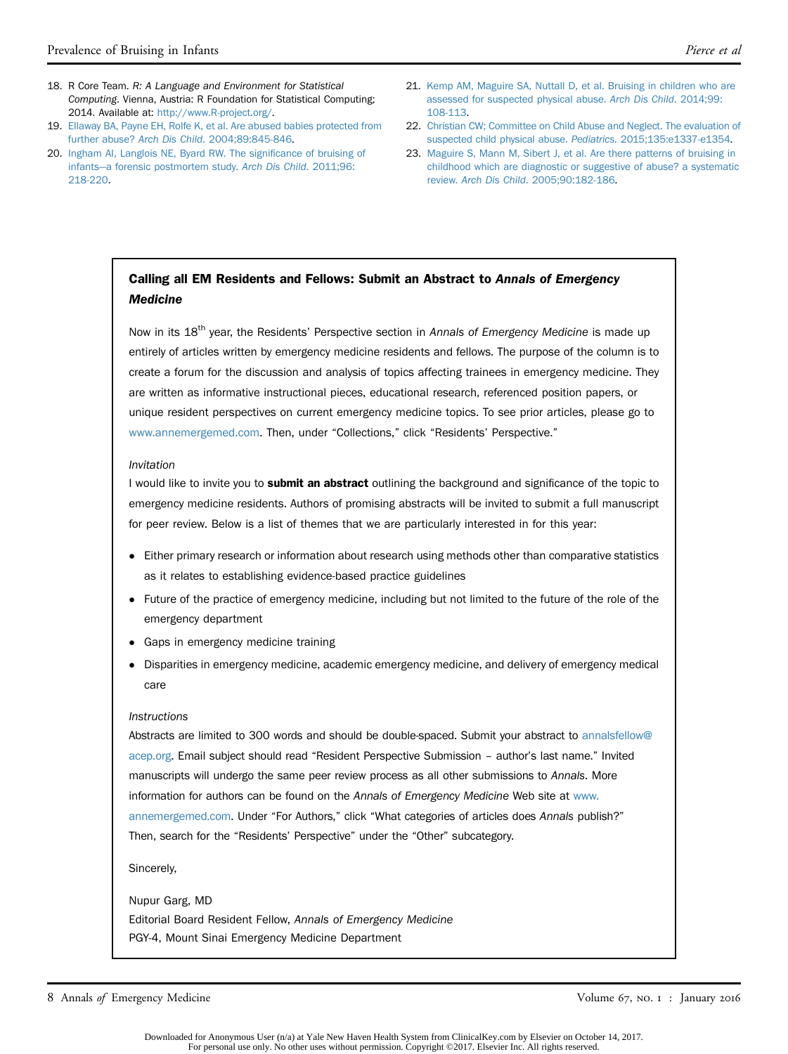18. R Core Team. *R: A Language and Environment for Statistical Computing*. Vienna, Austria: R Foundation for Statistical Computing; 2014. Available at: http://www.R-project.org/.
19. Ellaway BA, Payne EH, Rolfe K, et al. Are abused babies protected from further abuse? *Arch Dis Child*. 2004;89:845-846.
20. Ingham AI, Langlois NE, Byard RW. The significance of bruising of infants—a forensic postmortem study. *Arch Dis Child*. 2011;96:218-220.
21. Kemp AM, Maguire SA, Nuttall D, et al. Bruising in children who are assessed for suspected physical abuse. *Arch Dis Child*. 2014;99:108-113.
22. Christian CW; Committee on Child Abuse and Neglect. The evaluation of suspected child physical abuse. *Pediatrics*. 2015;135:e1337-e1354.
23. Maguire S, Mann M, Sibert J, et al. Are there patterns of bruising in childhood which are diagnostic or suggestive of abuse? a systematic review. *Arch Dis Child*. 2005;90:182-186.

## Calling all EM Residents and Fellows: Submit an Abstract to *Annals of Emergency Medicine*

Now in its 18th year, the Residents' Perspective section in *Annals of Emergency Medicine* is made up entirely of articles written by emergency medicine residents and fellows. The purpose of the column is to create a forum for the discussion and analysis of topics affecting trainees in emergency medicine. They are written as informative instructional pieces, educational research, referenced position papers, or unique resident perspectives on current emergency medicine topics. To see prior articles, please go to www.annemergemed.com. Then, under "Collections," click "Residents' Perspective."

*Invitation*

I would like to invite you to **submit an abstract** outlining the background and significance of the topic to emergency medicine residents. Authors of promising abstracts will be invited to submit a full manuscript for peer review. Below is a list of themes that we are particularly interested in for this year:

- Either primary research or information about research using methods other than comparative statistics as it relates to establishing evidence-based practice guidelines
- Future of the practice of emergency medicine, including but not limited to the future of the role of the emergency department
- Gaps in emergency medicine training
- Disparities in emergency medicine, academic emergency medicine, and delivery of emergency medical care

*Instructions*

Abstracts are limited to 300 words and should be double-spaced. Submit your abstract to annalsfellow@acep.org. Email subject should read "Resident Perspective Submission – author's last name." Invited manuscripts will undergo the same peer review process as all other submissions to *Annals*. More information for authors can be found on the *Annals of Emergency Medicine* Web site at www.annemergemed.com. Under "For Authors," click "What categories of articles does *Annals* publish?" Then, search for the "Residents' Perspective" under the "Other" subcategory.

Sincerely,

Nupur Garg, MD
Editorial Board Resident Fellow, *Annals of Emergency Medicine*
PGY-4, Mount Sinai Emergency Medicine Department

Downloaded for Anonymous User (n/a) at Yale New Haven Health System from ClinicalKey.com by Elsevier on October 14, 2017. For personal use only. No other uses without permission. Copyright ©2017. Elsevier Inc. All rights reserved.